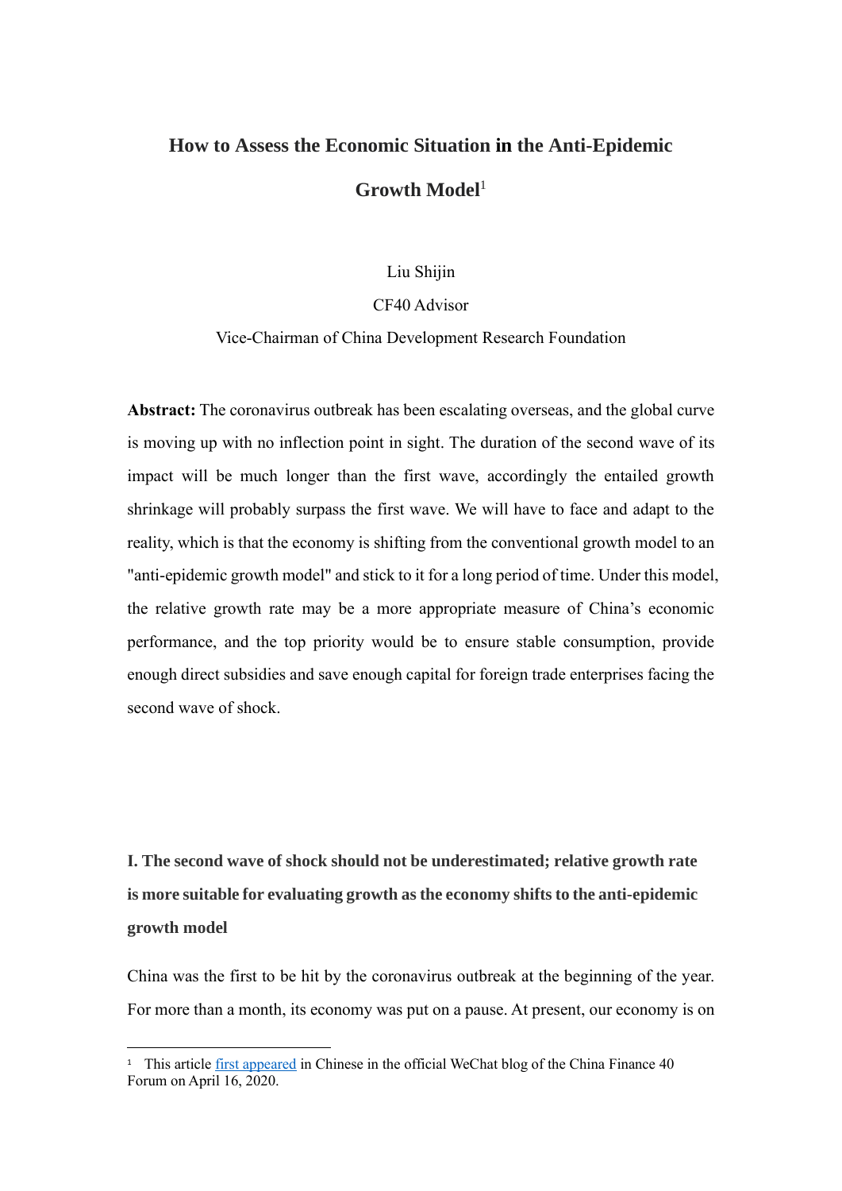# How to Assess the Economic Situation in the Anti-Epidemic Growth Model[1]

Liu Shijin

CF40 Advisor

Vice-Chairman of China Development Research Foundation

**Abstract:** The coronavirus outbreak has been escalating overseas, and the global curve is moving up with no inflection point in sight. The duration of the second wave of its impact will be much longer than the first wave, accordingly the entailed growth shrinkage will probably surpass the first wave. We will have to face and adapt to the reality, which is that the economy is shifting from the conventional growth model to an "anti-epidemic growth model" and stick to it for a long period of time. Under this model, the relative growth rate may be a more appropriate measure of China's economic performance, and the top priority would be to ensure stable consumption, provide enough direct subsidies and save enough capital for foreign trade enterprises facing the second wave of shock.

## I. The second wave of shock should not be underestimated; relative growth rate is more suitable for evaluating growth as the economy shifts to the anti-epidemic growth model

China was the first to be hit by the coronavirus outbreak at the beginning of the year. For more than a month, its economy was put on a pause. At present, our economy is on

[1] This article first appeared in Chinese in the official WeChat blog of the China Finance 40 Forum on April 16, 2020.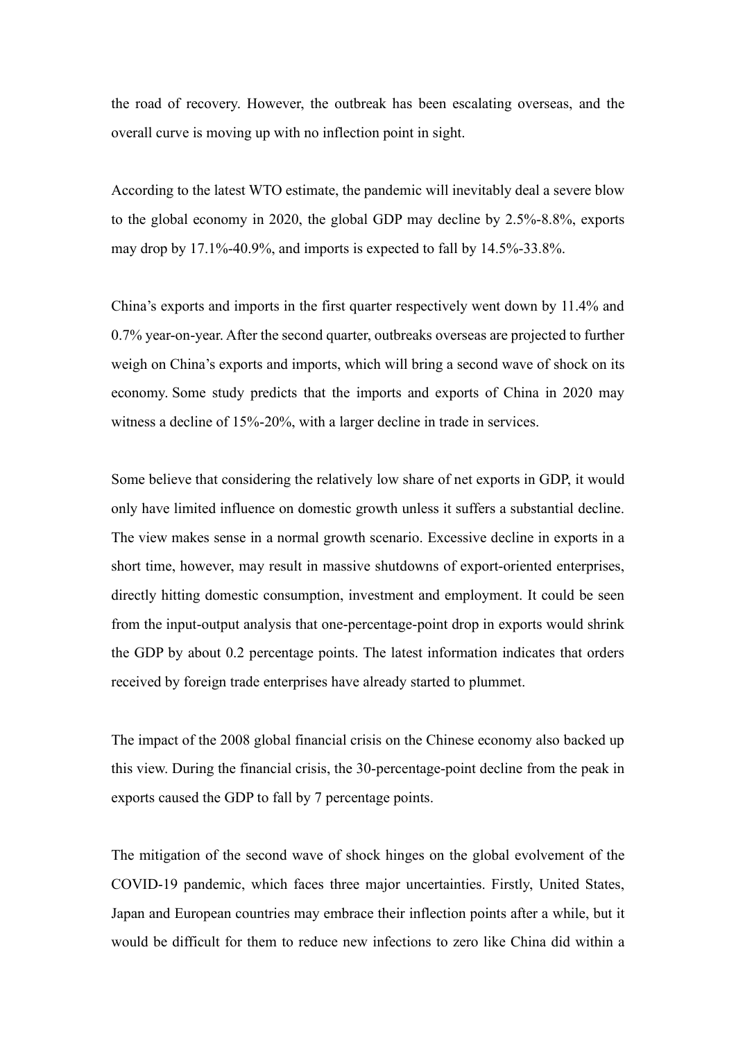the road of recovery. However, the outbreak has been escalating overseas, and the overall curve is moving up with no inflection point in sight.

According to the latest WTO estimate, the pandemic will inevitably deal a severe blow to the global economy in 2020, the global GDP may decline by 2.5%-8.8%, exports may drop by 17.1%-40.9%, and imports is expected to fall by 14.5%-33.8%.

China's exports and imports in the first quarter respectively went down by 11.4% and 0.7% year-on-year. After the second quarter, outbreaks overseas are projected to further weigh on China's exports and imports, which will bring a second wave of shock on its economy. Some study predicts that the imports and exports of China in 2020 may witness a decline of 15%-20%, with a larger decline in trade in services.

Some believe that considering the relatively low share of net exports in GDP, it would only have limited influence on domestic growth unless it suffers a substantial decline. The view makes sense in a normal growth scenario. Excessive decline in exports in a short time, however, may result in massive shutdowns of export-oriented enterprises, directly hitting domestic consumption, investment and employment. It could be seen from the input-output analysis that one-percentage-point drop in exports would shrink the GDP by about 0.2 percentage points. The latest information indicates that orders received by foreign trade enterprises have already started to plummet.

The impact of the 2008 global financial crisis on the Chinese economy also backed up this view. During the financial crisis, the 30-percentage-point decline from the peak in exports caused the GDP to fall by 7 percentage points.

The mitigation of the second wave of shock hinges on the global evolvement of the COVID-19 pandemic, which faces three major uncertainties. Firstly, United States, Japan and European countries may embrace their inflection points after a while, but it would be difficult for them to reduce new infections to zero like China did within a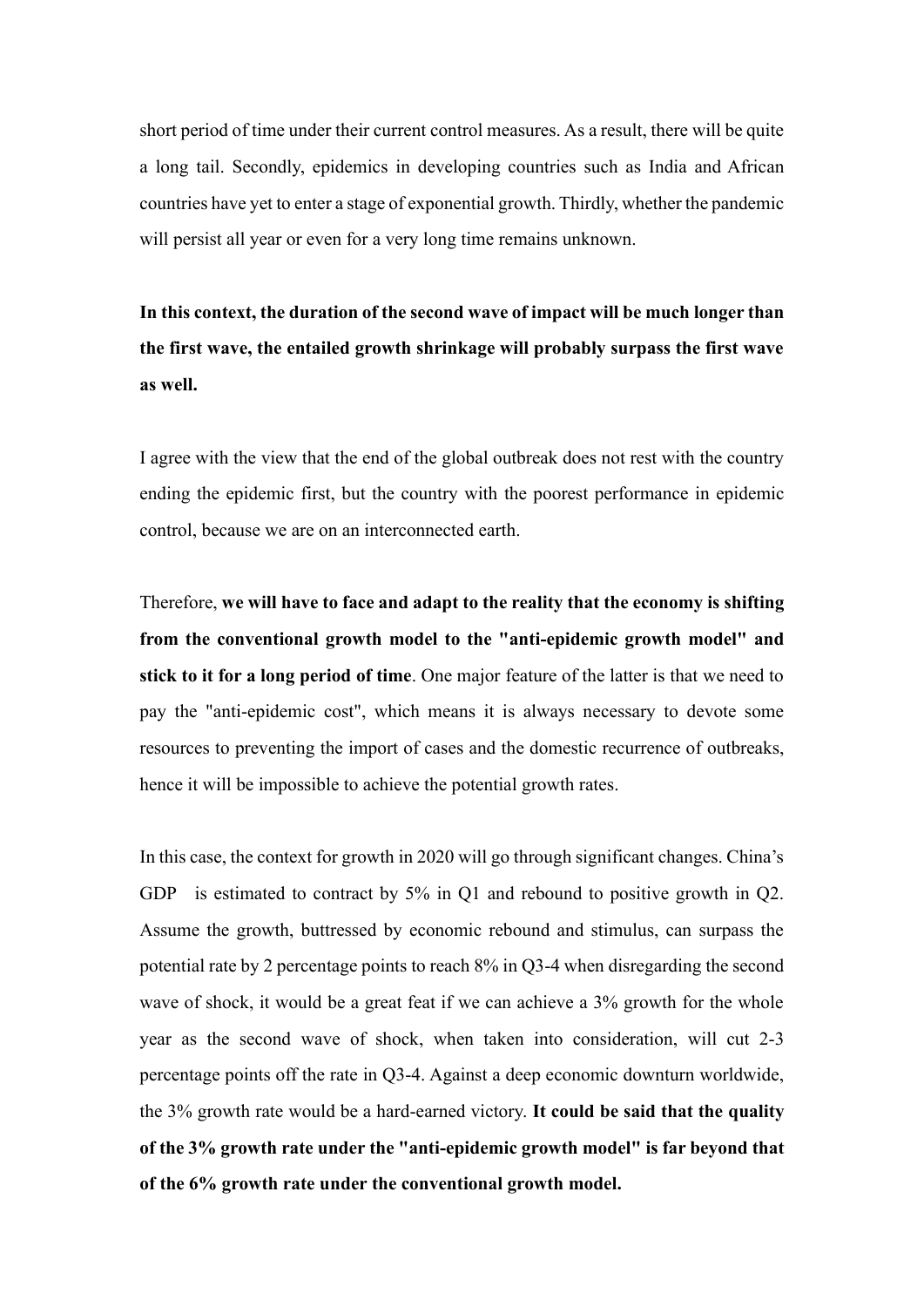short period of time under their current control measures. As a result, there will be quite a long tail. Secondly, epidemics in developing countries such as India and African countries have yet to enter a stage of exponential growth. Thirdly, whether the pandemic will persist all year or even for a very long time remains unknown.

**In this context, the duration of the second wave of impact will be much longer than the first wave, the entailed growth shrinkage will probably surpass the first wave as well.**

I agree with the view that the end of the global outbreak does not rest with the country ending the epidemic first, but the country with the poorest performance in epidemic control, because we are on an interconnected earth.

Therefore, **we will have to face and adapt to the reality that the economy is shifting from the conventional growth model to the "anti-epidemic growth model" and stick to it for a long period of time**. One major feature of the latter is that we need to pay the "anti-epidemic cost", which means it is always necessary to devote some resources to preventing the import of cases and the domestic recurrence of outbreaks, hence it will be impossible to achieve the potential growth rates.

In this case, the context for growth in 2020 will go through significant changes. China's GDP is estimated to contract by 5% in Q1 and rebound to positive growth in Q2. Assume the growth, buttressed by economic rebound and stimulus, can surpass the potential rate by 2 percentage points to reach 8% in Q3-4 when disregarding the second wave of shock, it would be a great feat if we can achieve a 3% growth for the whole year as the second wave of shock, when taken into consideration, will cut 2-3 percentage points off the rate in Q3-4. Against a deep economic downturn worldwide, the 3% growth rate would be a hard-earned victory. **It could be said that the quality of the 3% growth rate under the "anti-epidemic growth model" is far beyond that of the 6% growth rate under the conventional growth model.**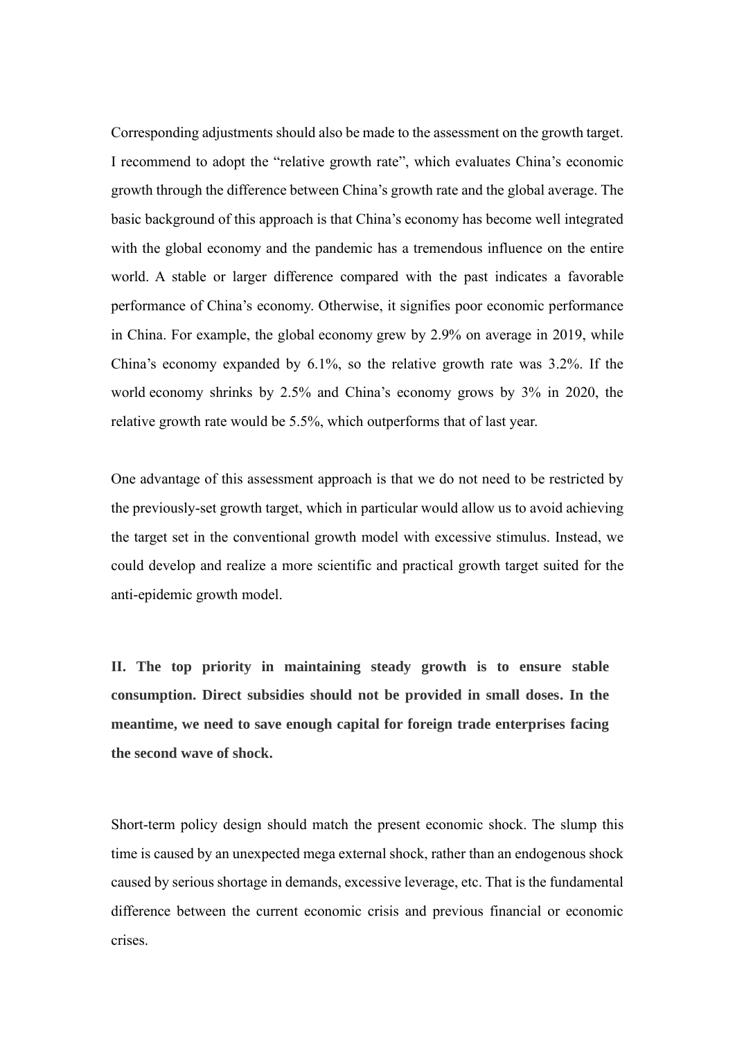Corresponding adjustments should also be made to the assessment on the growth target. I recommend to adopt the "relative growth rate", which evaluates China's economic growth through the difference between China's growth rate and the global average. The basic background of this approach is that China's economy has become well integrated with the global economy and the pandemic has a tremendous influence on the entire world. A stable or larger difference compared with the past indicates a favorable performance of China's economy. Otherwise, it signifies poor economic performance in China. For example, the global economy grew by 2.9% on average in 2019, while China's economy expanded by 6.1%, so the relative growth rate was 3.2%. If the world economy shrinks by 2.5% and China's economy grows by 3% in 2020, the relative growth rate would be 5.5%, which outperforms that of last year.

One advantage of this assessment approach is that we do not need to be restricted by the previously-set growth target, which in particular would allow us to avoid achieving the target set in the conventional growth model with excessive stimulus. Instead, we could develop and realize a more scientific and practical growth target suited for the anti-epidemic growth model.

## II. The top priority in maintaining steady growth is to ensure stable consumption. Direct subsidies should not be provided in small doses. In the meantime, we need to save enough capital for foreign trade enterprises facing the second wave of shock.

Short-term policy design should match the present economic shock. The slump this time is caused by an unexpected mega external shock, rather than an endogenous shock caused by serious shortage in demands, excessive leverage, etc. That is the fundamental difference between the current economic crisis and previous financial or economic crises.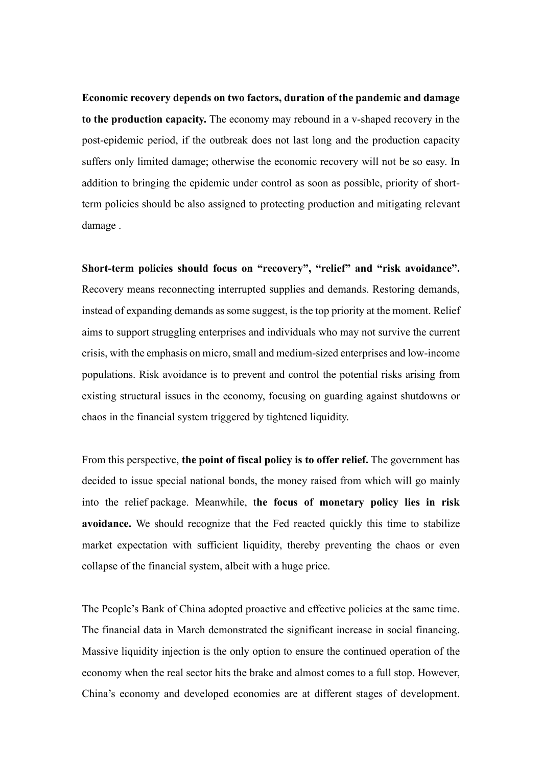**Economic recovery depends on two factors, duration of the pandemic and damage to the production capacity.** The economy may rebound in a v-shaped recovery in the post-epidemic period, if the outbreak does not last long and the production capacity suffers only limited damage; otherwise the economic recovery will not be so easy. In addition to bringing the epidemic under control as soon as possible, priority of short-term policies should be also assigned to protecting production and mitigating relevant damage .

**Short-term policies should focus on "recovery", "relief" and "risk avoidance".** Recovery means reconnecting interrupted supplies and demands. Restoring demands, instead of expanding demands as some suggest, is the top priority at the moment. Relief aims to support struggling enterprises and individuals who may not survive the current crisis, with the emphasis on micro, small and medium-sized enterprises and low-income populations. Risk avoidance is to prevent and control the potential risks arising from existing structural issues in the economy, focusing on guarding against shutdowns or chaos in the financial system triggered by tightened liquidity.

From this perspective, **the point of fiscal policy is to offer relief.** The government has decided to issue special national bonds, the money raised from which will go mainly into the relief package. Meanwhile, t**he focus of monetary policy lies in risk avoidance.** We should recognize that the Fed reacted quickly this time to stabilize market expectation with sufficient liquidity, thereby preventing the chaos or even collapse of the financial system, albeit with a huge price.

The People's Bank of China adopted proactive and effective policies at the same time. The financial data in March demonstrated the significant increase in social financing. Massive liquidity injection is the only option to ensure the continued operation of the economy when the real sector hits the brake and almost comes to a full stop. However, China's economy and developed economies are at different stages of development.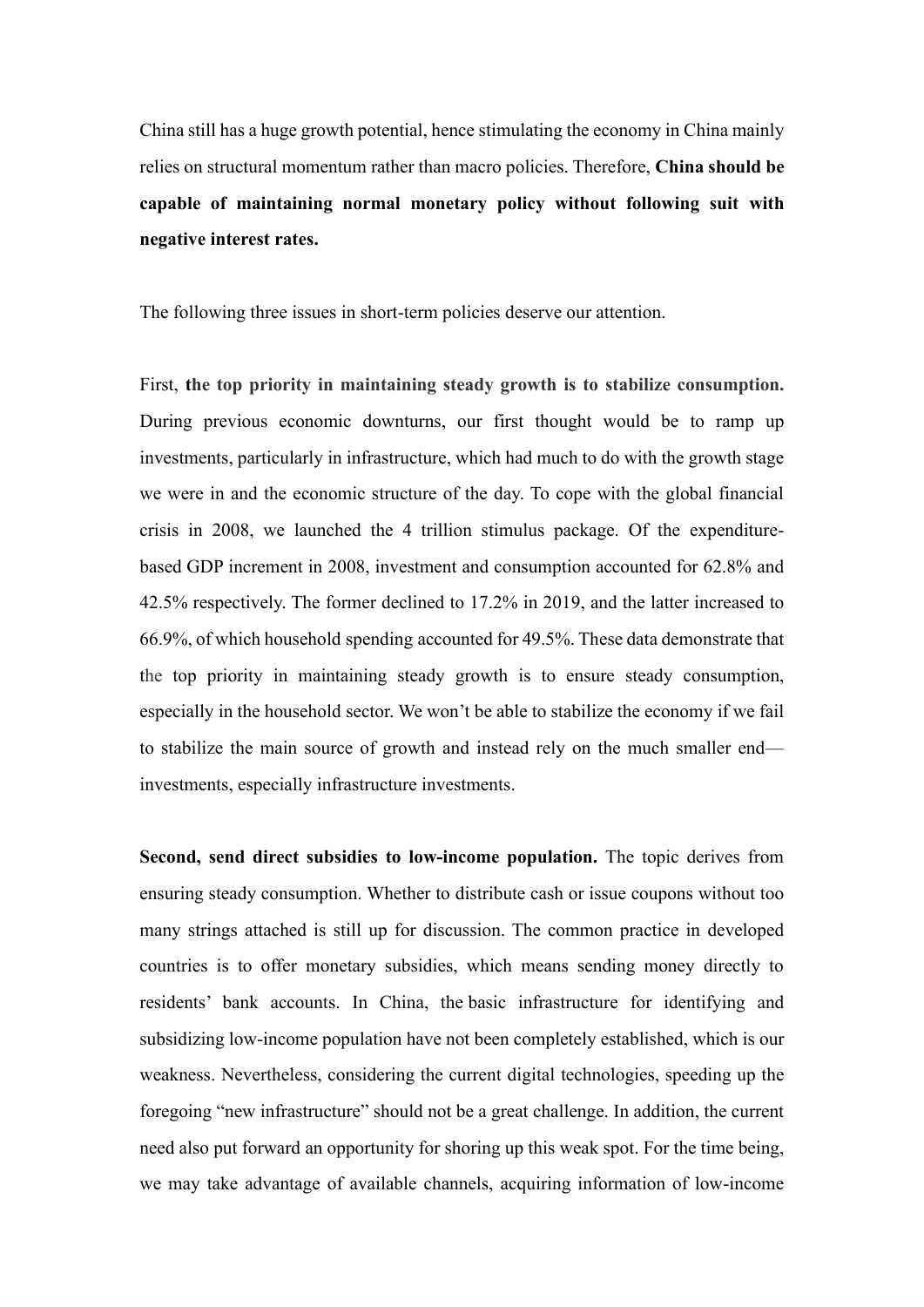China still has a huge growth potential, hence stimulating the economy in China mainly relies on structural momentum rather than macro policies. Therefore, **China should be capable of maintaining normal monetary policy without following suit with negative interest rates.**

The following three issues in short-term policies deserve our attention.

First, **the top priority in maintaining steady growth is to stabilize consumption.** During previous economic downturns, our first thought would be to ramp up investments, particularly in infrastructure, which had much to do with the growth stage we were in and the economic structure of the day. To cope with the global financial crisis in 2008, we launched the 4 trillion stimulus package. Of the expenditure-based GDP increment in 2008, investment and consumption accounted for 62.8% and 42.5% respectively. The former declined to 17.2% in 2019, and the latter increased to 66.9%, of which household spending accounted for 49.5%. These data demonstrate that the top priority in maintaining steady growth is to ensure steady consumption, especially in the household sector. We won't be able to stabilize the economy if we fail to stabilize the main source of growth and instead rely on the much smaller end—investments, especially infrastructure investments.

**Second, send direct subsidies to low-income population.** The topic derives from ensuring steady consumption. Whether to distribute cash or issue coupons without too many strings attached is still up for discussion. The common practice in developed countries is to offer monetary subsidies, which means sending money directly to residents' bank accounts. In China, the basic infrastructure for identifying and subsidizing low-income population have not been completely established, which is our weakness. Nevertheless, considering the current digital technologies, speeding up the foregoing "new infrastructure" should not be a great challenge. In addition, the current need also put forward an opportunity for shoring up this weak spot. For the time being, we may take advantage of available channels, acquiring information of low-income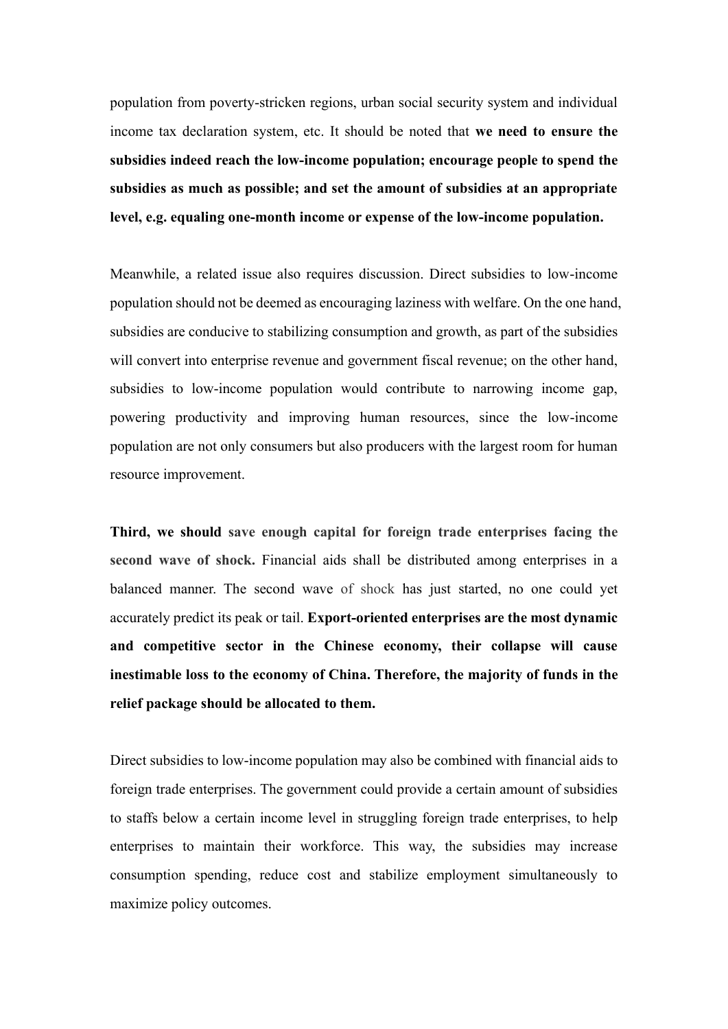population from poverty-stricken regions, urban social security system and individual income tax declaration system, etc. It should be noted that **we need to ensure the subsidies indeed reach the low-income population; encourage people to spend the subsidies as much as possible; and set the amount of subsidies at an appropriate level, e.g. equaling one-month income or expense of the low-income population.**

Meanwhile, a related issue also requires discussion. Direct subsidies to low-income population should not be deemed as encouraging laziness with welfare. On the one hand, subsidies are conducive to stabilizing consumption and growth, as part of the subsidies will convert into enterprise revenue and government fiscal revenue; on the other hand, subsidies to low-income population would contribute to narrowing income gap, powering productivity and improving human resources, since the low-income population are not only consumers but also producers with the largest room for human resource improvement.

**Third, we should save enough capital for foreign trade enterprises facing the second wave of shock.** Financial aids shall be distributed among enterprises in a balanced manner. The second wave of shock has just started, no one could yet accurately predict its peak or tail. **Export-oriented enterprises are the most dynamic and competitive sector in the Chinese economy, their collapse will cause inestimable loss to the economy of China. Therefore, the majority of funds in the relief package should be allocated to them.**

Direct subsidies to low-income population may also be combined with financial aids to foreign trade enterprises. The government could provide a certain amount of subsidies to staffs below a certain income level in struggling foreign trade enterprises, to help enterprises to maintain their workforce. This way, the subsidies may increase consumption spending, reduce cost and stabilize employment simultaneously to maximize policy outcomes.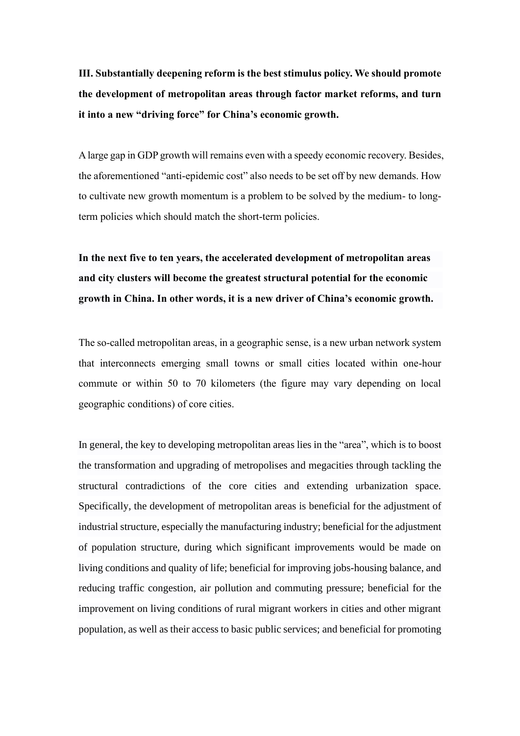**III. Substantially deepening reform is the best stimulus policy. We should promote the development of metropolitan areas through factor market reforms, and turn it into a new "driving force" for China's economic growth.**

A large gap in GDP growth will remains even with a speedy economic recovery. Besides, the aforementioned "anti-epidemic cost" also needs to be set off by new demands. How to cultivate new growth momentum is a problem to be solved by the medium- to long-term policies which should match the short-term policies.

**In the next five to ten years, the accelerated development of metropolitan areas and city clusters will become the greatest structural potential for the economic growth in China. In other words, it is a new driver of China's economic growth.**

The so-called metropolitan areas, in a geographic sense, is a new urban network system that interconnects emerging small towns or small cities located within one-hour commute or within 50 to 70 kilometers (the figure may vary depending on local geographic conditions) of core cities.

In general, the key to developing metropolitan areas lies in the "area", which is to boost the transformation and upgrading of metropolises and megacities through tackling the structural contradictions of the core cities and extending urbanization space. Specifically, the development of metropolitan areas is beneficial for the adjustment of industrial structure, especially the manufacturing industry; beneficial for the adjustment of population structure, during which significant improvements would be made on living conditions and quality of life; beneficial for improving jobs-housing balance, and reducing traffic congestion, air pollution and commuting pressure; beneficial for the improvement on living conditions of rural migrant workers in cities and other migrant population, as well as their access to basic public services; and beneficial for promoting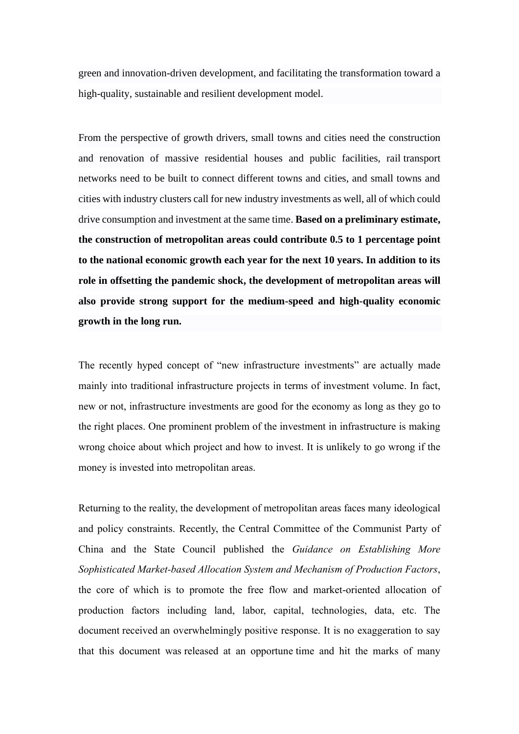green and innovation-driven development, and facilitating the transformation toward a high-quality, sustainable and resilient development model.

From the perspective of growth drivers, small towns and cities need the construction and renovation of massive residential houses and public facilities, rail transport networks need to be built to connect different towns and cities, and small towns and cities with industry clusters call for new industry investments as well, all of which could drive consumption and investment at the same time. **Based on a preliminary estimate, the construction of metropolitan areas could contribute 0.5 to 1 percentage point to the national economic growth each year for the next 10 years. In addition to its role in offsetting the pandemic shock, the development of metropolitan areas will also provide strong support for the medium-speed and high-quality economic growth in the long run.**

The recently hyped concept of "new infrastructure investments" are actually made mainly into traditional infrastructure projects in terms of investment volume. In fact, new or not, infrastructure investments are good for the economy as long as they go to the right places. One prominent problem of the investment in infrastructure is making wrong choice about which project and how to invest. It is unlikely to go wrong if the money is invested into metropolitan areas.

Returning to the reality, the development of metropolitan areas faces many ideological and policy constraints. Recently, the Central Committee of the Communist Party of China and the State Council published the *Guidance on Establishing More Sophisticated Market-based Allocation System and Mechanism of Production Factors*, the core of which is to promote the free flow and market-oriented allocation of production factors including land, labor, capital, technologies, data, etc. The document received an overwhelmingly positive response. It is no exaggeration to say that this document was released at an opportune time and hit the marks of many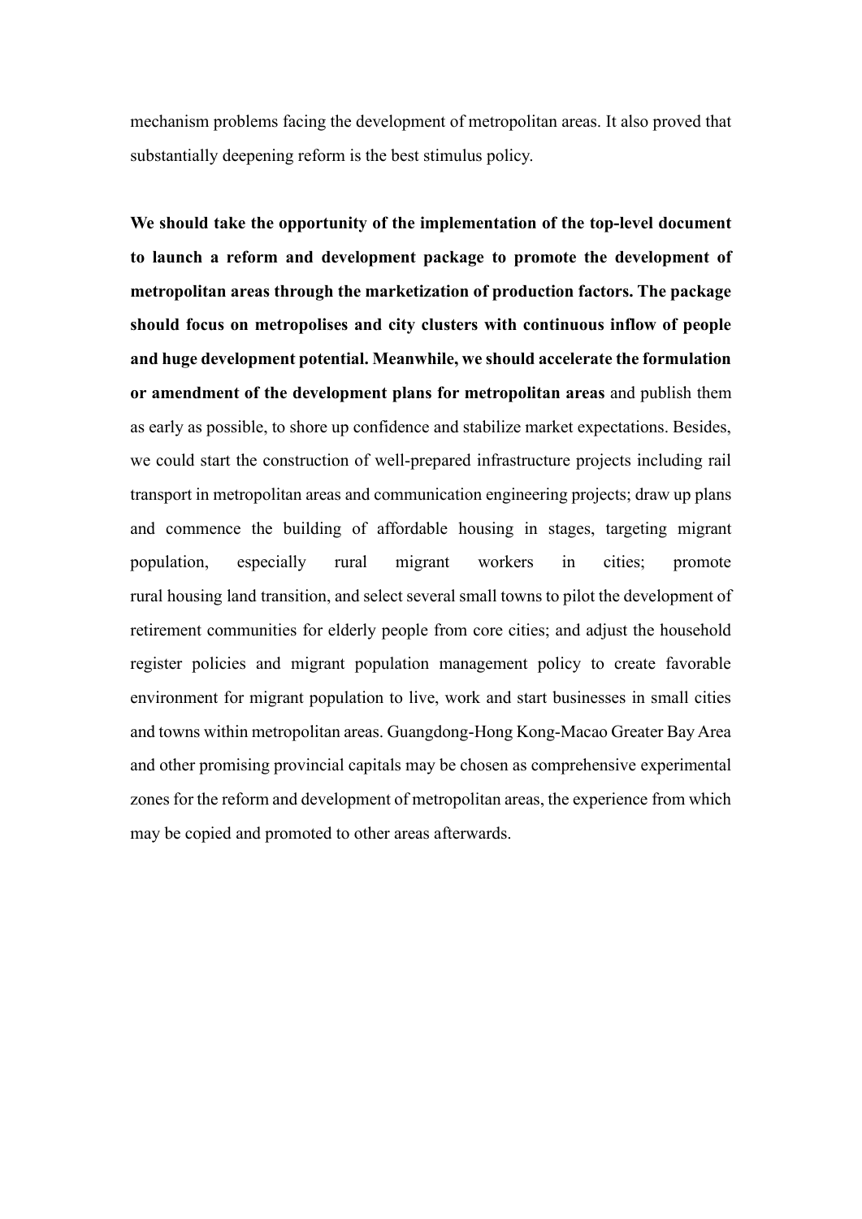mechanism problems facing the development of metropolitan areas. It also proved that substantially deepening reform is the best stimulus policy.

**We should take the opportunity of the implementation of the top-level document to launch a reform and development package to promote the development of metropolitan areas through the marketization of production factors. The package should focus on metropolises and city clusters with continuous inflow of people and huge development potential. Meanwhile, we should accelerate the formulation or amendment of the development plans for metropolitan areas** and publish them as early as possible, to shore up confidence and stabilize market expectations. Besides, we could start the construction of well-prepared infrastructure projects including rail transport in metropolitan areas and communication engineering projects; draw up plans and commence the building of affordable housing in stages, targeting migrant population, especially rural migrant workers in cities; promote rural housing land transition, and select several small towns to pilot the development of retirement communities for elderly people from core cities; and adjust the household register policies and migrant population management policy to create favorable environment for migrant population to live, work and start businesses in small cities and towns within metropolitan areas. Guangdong-Hong Kong-Macao Greater Bay Area and other promising provincial capitals may be chosen as comprehensive experimental zones for the reform and development of metropolitan areas, the experience from which may be copied and promoted to other areas afterwards.